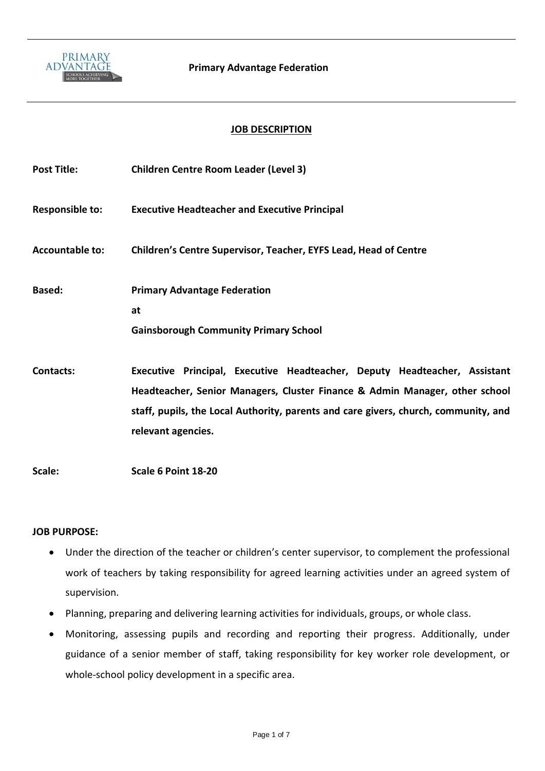**Primary Advantage Federation**

## JOB DESCRIPTION

**Post Title:** **Children Centre Room Leader (Level 3)**

**Responsible to:** **Executive Headteacher and Executive Principal**

**Accountable to:** **Children's Centre Supervisor, Teacher, EYFS Lead, Head of Centre**

**Based:** **Primary Advantage Federation**
**at**
**Gainsborough Community Primary School**

**Contacts:** **Executive Principal, Executive Headteacher, Deputy Headteacher, Assistant Headteacher, Senior Managers, Cluster Finance & Admin Manager, other school staff, pupils, the Local Authority, parents and care givers, church, community, and relevant agencies.**

**Scale:** **Scale 6 Point 18-20**

**JOB PURPOSE:**

- Under the direction of the teacher or children's center supervisor, to complement the professional work of teachers by taking responsibility for agreed learning activities under an agreed system of supervision.
- Planning, preparing and delivering learning activities for individuals, groups, or whole class.
- Monitoring, assessing pupils and recording and reporting their progress. Additionally, under guidance of a senior member of staff, taking responsibility for key worker role development, or whole-school policy development in a specific area.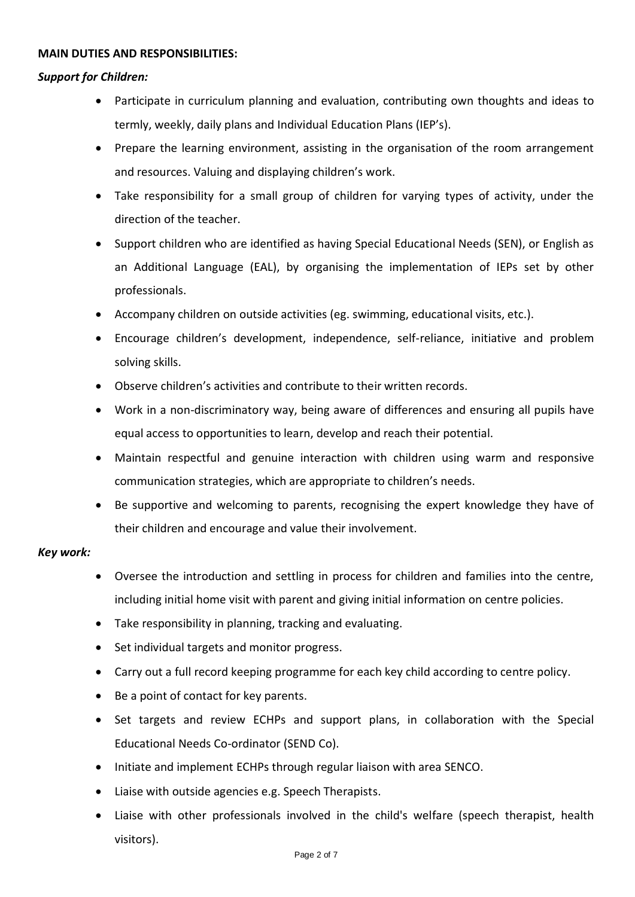**MAIN DUTIES AND RESPONSIBILITIES:**

***Support for Children:***

- Participate in curriculum planning and evaluation, contributing own thoughts and ideas to termly, weekly, daily plans and Individual Education Plans (IEP's).
- Prepare the learning environment, assisting in the organisation of the room arrangement and resources. Valuing and displaying children's work.
- Take responsibility for a small group of children for varying types of activity, under the direction of the teacher.
- Support children who are identified as having Special Educational Needs (SEN), or English as an Additional Language (EAL), by organising the implementation of IEPs set by other professionals.
- Accompany children on outside activities (eg. swimming, educational visits, etc.).
- Encourage children's development, independence, self-reliance, initiative and problem solving skills.
- Observe children's activities and contribute to their written records.
- Work in a non-discriminatory way, being aware of differences and ensuring all pupils have equal access to opportunities to learn, develop and reach their potential.
- Maintain respectful and genuine interaction with children using warm and responsive communication strategies, which are appropriate to children's needs.
- Be supportive and welcoming to parents, recognising the expert knowledge they have of their children and encourage and value their involvement.

***Key work:***

- Oversee the introduction and settling in process for children and families into the centre, including initial home visit with parent and giving initial information on centre policies.
- Take responsibility in planning, tracking and evaluating.
- Set individual targets and monitor progress.
- Carry out a full record keeping programme for each key child according to centre policy.
- Be a point of contact for key parents.
- Set targets and review ECHPs and support plans, in collaboration with the Special Educational Needs Co-ordinator (SEND Co).
- Initiate and implement ECHPs through regular liaison with area SENCO.
- Liaise with outside agencies e.g. Speech Therapists.
- Liaise with other professionals involved in the child's welfare (speech therapist, health visitors).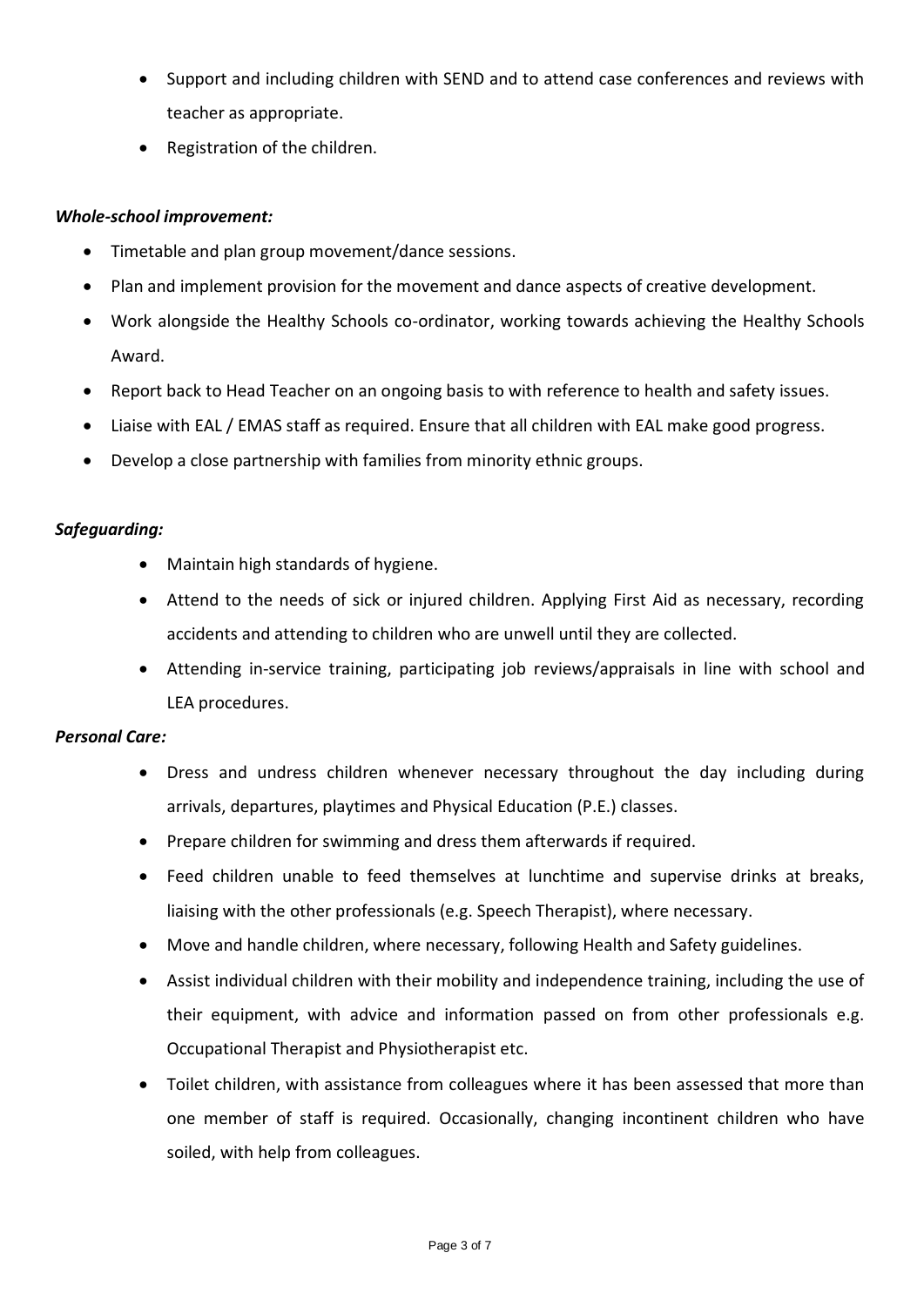- Support and including children with SEND and to attend case conferences and reviews with teacher as appropriate.
- Registration of the children.

***Whole-school improvement:***

- Timetable and plan group movement/dance sessions.
- Plan and implement provision for the movement and dance aspects of creative development.
- Work alongside the Healthy Schools co-ordinator, working towards achieving the Healthy Schools Award.
- Report back to Head Teacher on an ongoing basis to with reference to health and safety issues.
- Liaise with EAL / EMAS staff as required. Ensure that all children with EAL make good progress.
- Develop a close partnership with families from minority ethnic groups.

***Safeguarding:***

- Maintain high standards of hygiene.
- Attend to the needs of sick or injured children. Applying First Aid as necessary, recording accidents and attending to children who are unwell until they are collected.
- Attending in-service training, participating job reviews/appraisals in line with school and LEA procedures.

***Personal Care:***

- Dress and undress children whenever necessary throughout the day including during arrivals, departures, playtimes and Physical Education (P.E.) classes.
- Prepare children for swimming and dress them afterwards if required.
- Feed children unable to feed themselves at lunchtime and supervise drinks at breaks, liaising with the other professionals (e.g. Speech Therapist), where necessary.
- Move and handle children, where necessary, following Health and Safety guidelines.
- Assist individual children with their mobility and independence training, including the use of their equipment, with advice and information passed on from other professionals e.g. Occupational Therapist and Physiotherapist etc.
- Toilet children, with assistance from colleagues where it has been assessed that more than one member of staff is required. Occasionally, changing incontinent children who have soiled, with help from colleagues.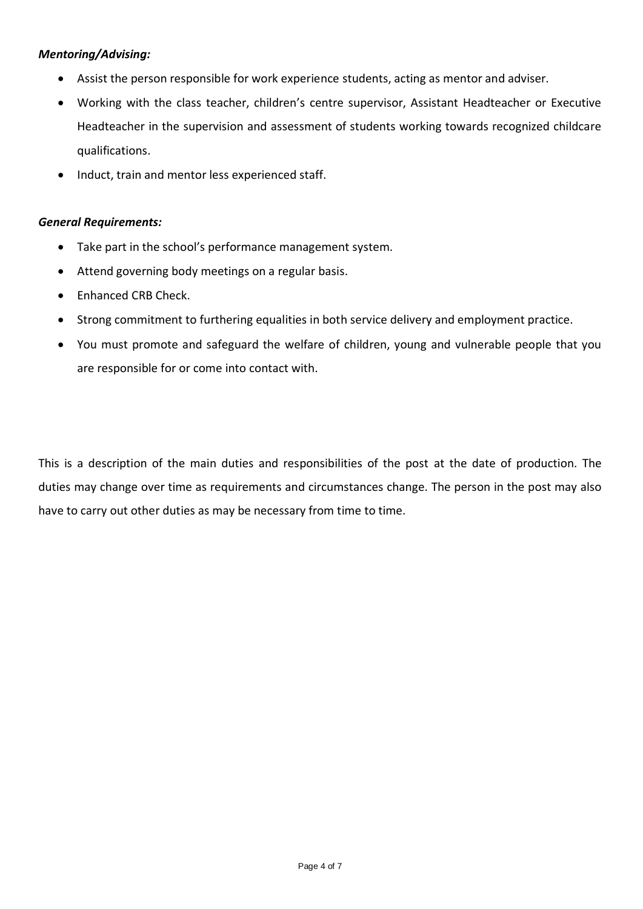***Mentoring/Advising:***

- Assist the person responsible for work experience students, acting as mentor and adviser.
- Working with the class teacher, children's centre supervisor, Assistant Headteacher or Executive Headteacher in the supervision and assessment of students working towards recognized childcare qualifications.
- Induct, train and mentor less experienced staff.

***General Requirements:***

- Take part in the school's performance management system.
- Attend governing body meetings on a regular basis.
- Enhanced CRB Check.
- Strong commitment to furthering equalities in both service delivery and employment practice.
- You must promote and safeguard the welfare of children, young and vulnerable people that you are responsible for or come into contact with.

This is a description of the main duties and responsibilities of the post at the date of production. The duties may change over time as requirements and circumstances change. The person in the post may also have to carry out other duties as may be necessary from time to time.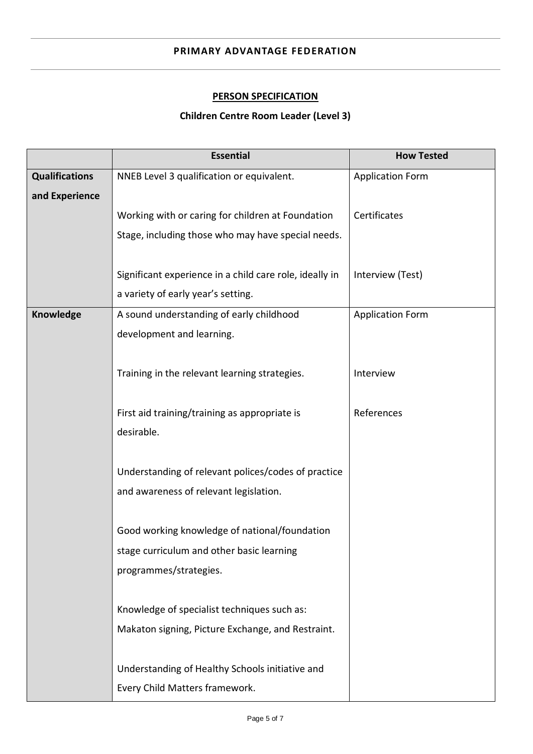**PRIMARY ADVANTAGE FEDERATION**

## PERSON SPECIFICATION

### Children Centre Room Leader (Level 3)

| | Essential | How Tested |
|---|---|---|
| **Qualifications and Experience** | NNEB Level 3 qualification or equivalent.<br><br>Working with or caring for children at Foundation Stage, including those who may have special needs.<br><br>Significant experience in a child care role, ideally in a variety of early year's setting. | Application Form<br><br>Certificates<br><br>Interview (Test) |
| **Knowledge** | A sound understanding of early childhood development and learning.<br><br>Training in the relevant learning strategies.<br><br>First aid training/training as appropriate is desirable.<br><br>Understanding of relevant polices/codes of practice and awareness of relevant legislation.<br><br>Good working knowledge of national/foundation stage curriculum and other basic learning programmes/strategies.<br><br>Knowledge of specialist techniques such as: Makaton signing, Picture Exchange, and Restraint.<br><br>Understanding of Healthy Schools initiative and Every Child Matters framework. | Application Form<br><br>Interview<br><br>References |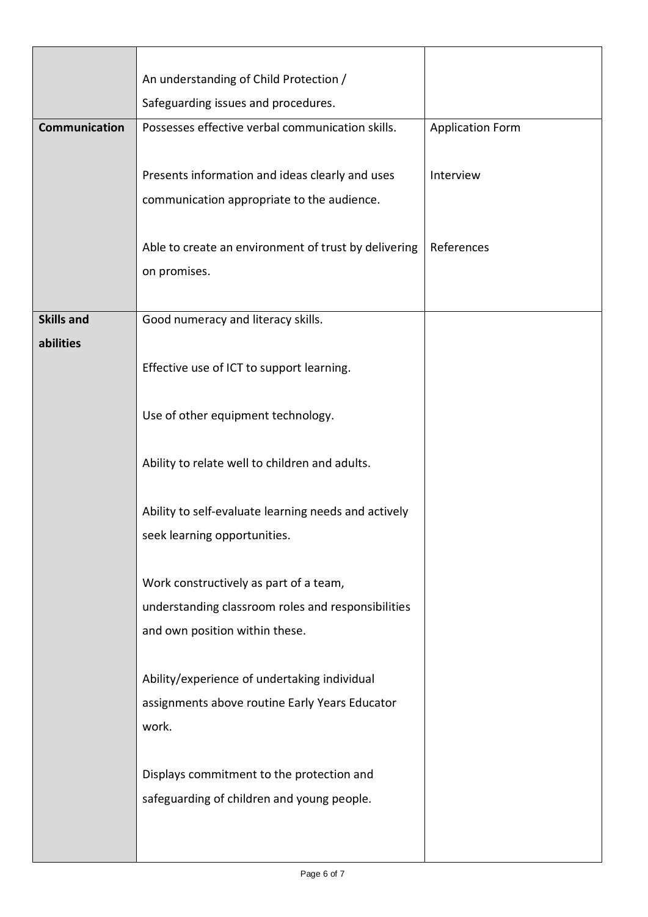|  |  |  |
|---|---|---|
|  | An understanding of Child Protection / Safeguarding issues and procedures. |  |
| **Communication** | Possesses effective verbal communication skills.<br><br>Presents information and ideas clearly and uses communication appropriate to the audience.<br><br>Able to create an environment of trust by delivering on promises. | Application Form<br><br>Interview<br><br>References |
| **Skills and abilities** | Good numeracy and literacy skills.<br><br>Effective use of ICT to support learning.<br><br>Use of other equipment technology.<br><br>Ability to relate well to children and adults.<br><br>Ability to self-evaluate learning needs and actively seek learning opportunities.<br><br>Work constructively as part of a team, understanding classroom roles and responsibilities and own position within these.<br><br>Ability/experience of undertaking individual assignments above routine Early Years Educator work.<br><br>Displays commitment to the protection and safeguarding of children and young people. |  |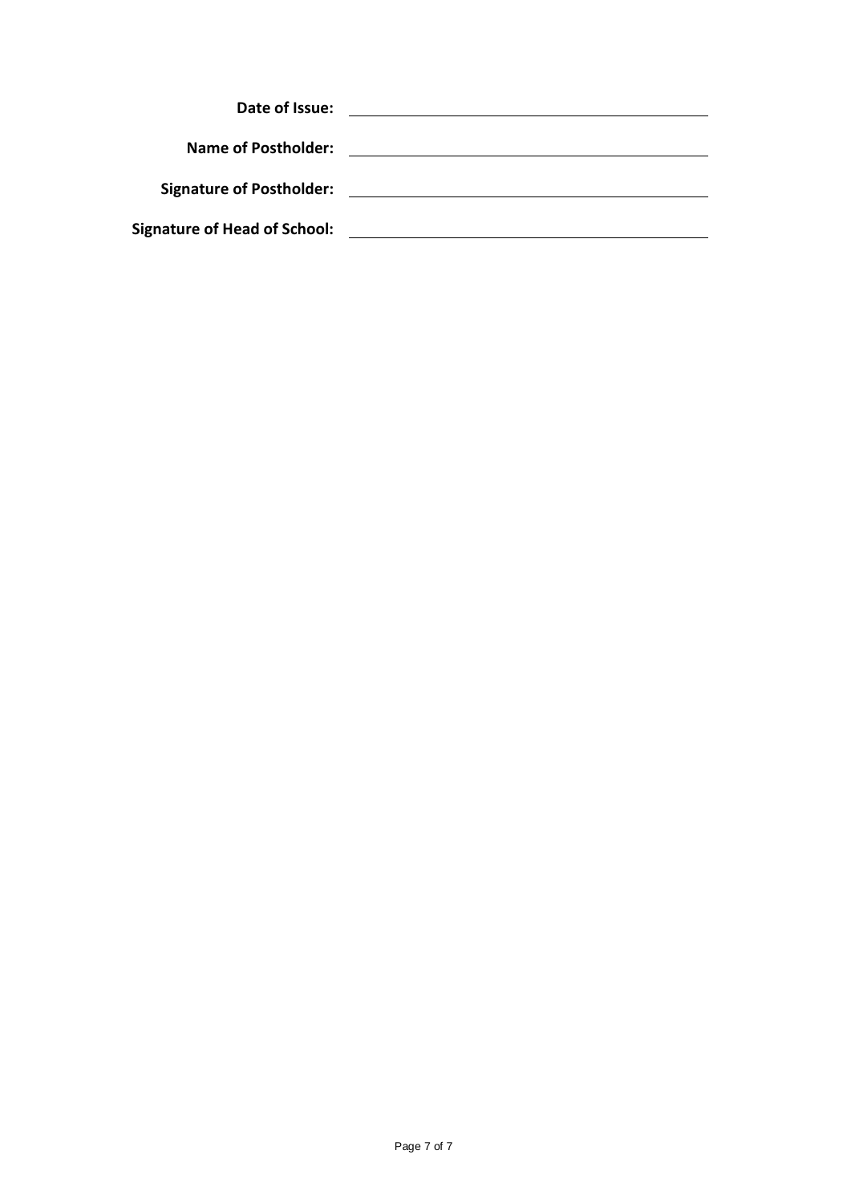**Date of Issue:** \_\_\_\_\_\_\_\_\_\_\_\_\_\_\_\_\_\_\_\_\_\_\_\_\_\_\_\_\_\_\_\_\_\_\_\_

**Name of Postholder:** \_\_\_\_\_\_\_\_\_\_\_\_\_\_\_\_\_\_\_\_\_\_\_\_\_\_\_\_\_\_\_\_\_\_\_\_

**Signature of Postholder:** \_\_\_\_\_\_\_\_\_\_\_\_\_\_\_\_\_\_\_\_\_\_\_\_\_\_\_\_\_\_\_\_\_\_\_\_

**Signature of Head of School:** \_\_\_\_\_\_\_\_\_\_\_\_\_\_\_\_\_\_\_\_\_\_\_\_\_\_\_\_\_\_\_\_\_\_\_\_